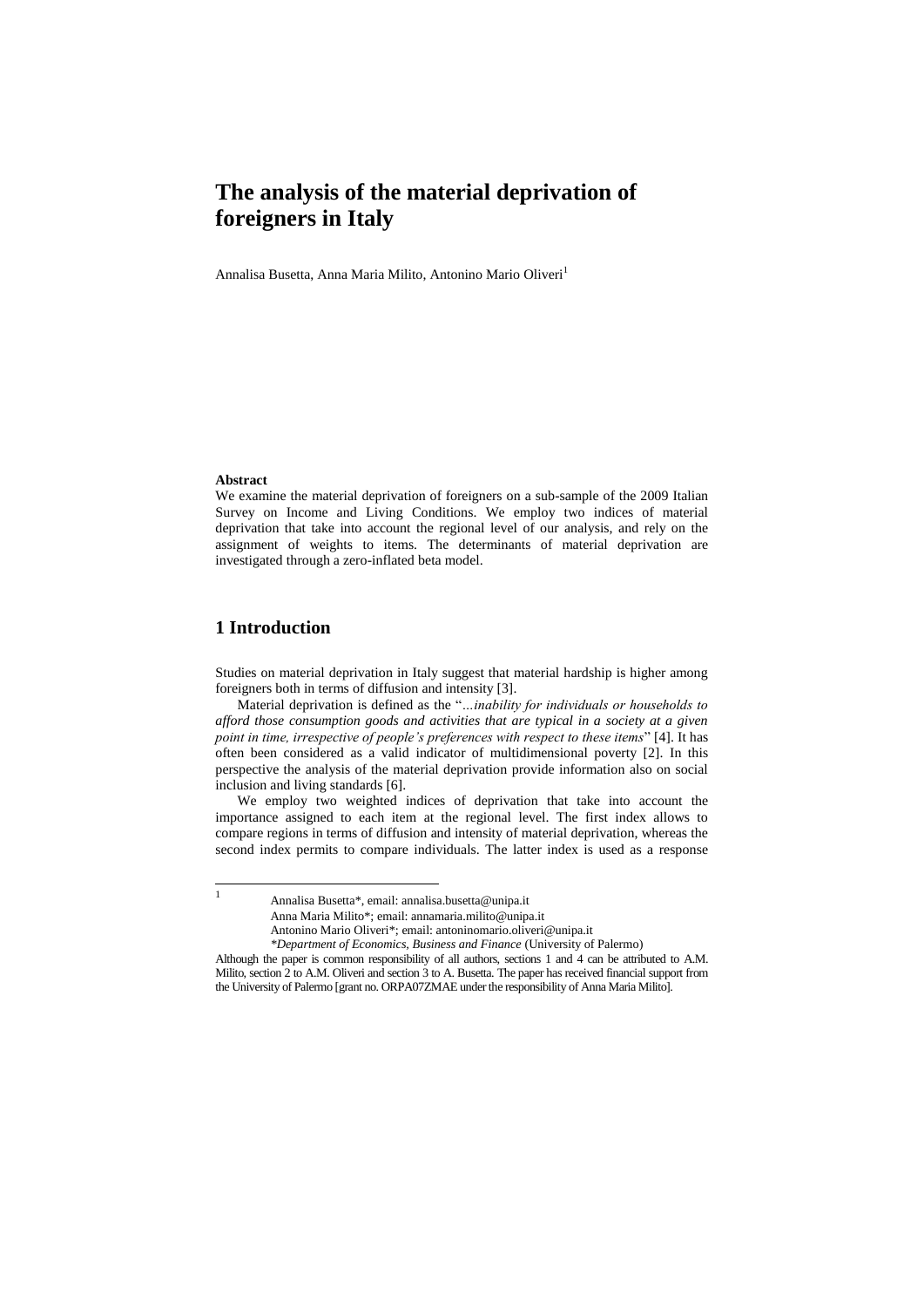# The analysis of the material deprivation of foreigners in Italy

Annalisa Busetta, Anna Maria Milito, Antonino Mario Oliveri[1]

**Abstract**

We examine the material deprivation of foreigners on a sub-sample of the 2009 Italian Survey on Income and Living Conditions. We employ two indices of material deprivation that take into account the regional level of our analysis, and rely on the assignment of weights to items. The determinants of material deprivation are investigated through a zero-inflated beta model.

## 1 Introduction

Studies on material deprivation in Italy suggest that material hardship is higher among foreigners both in terms of diffusion and intensity [3].

Material deprivation is defined as the "*…inability for individuals or households to afford those consumption goods and activities that are typical in a society at a given point in time, irrespective of people's preferences with respect to these items*" [4]. It has often been considered as a valid indicator of multidimensional poverty [2]. In this perspective the analysis of the material deprivation provide information also on social inclusion and living standards [6].

We employ two weighted indices of deprivation that take into account the importance assigned to each item at the regional level. The first index allows to compare regions in terms of diffusion and intensity of material deprivation, whereas the second index permits to compare individuals. The latter index is used as a response

---

[1] Annalisa Busetta\*, email: annalisa.busetta@unipa.it
Anna Maria Milito\*; email: annamaria.milito@unipa.it
Antonino Mario Oliveri\*; email: antoninomario.oliveri@unipa.it
\**Department of Economics, Business and Finance* (University of Palermo)

Although the paper is common responsibility of all authors, sections 1 and 4 can be attributed to A.M. Milito, section 2 to A.M. Oliveri and section 3 to A. Busetta. The paper has received financial support from the University of Palermo [grant no. ORPA07ZMAE under the responsibility of Anna Maria Milito].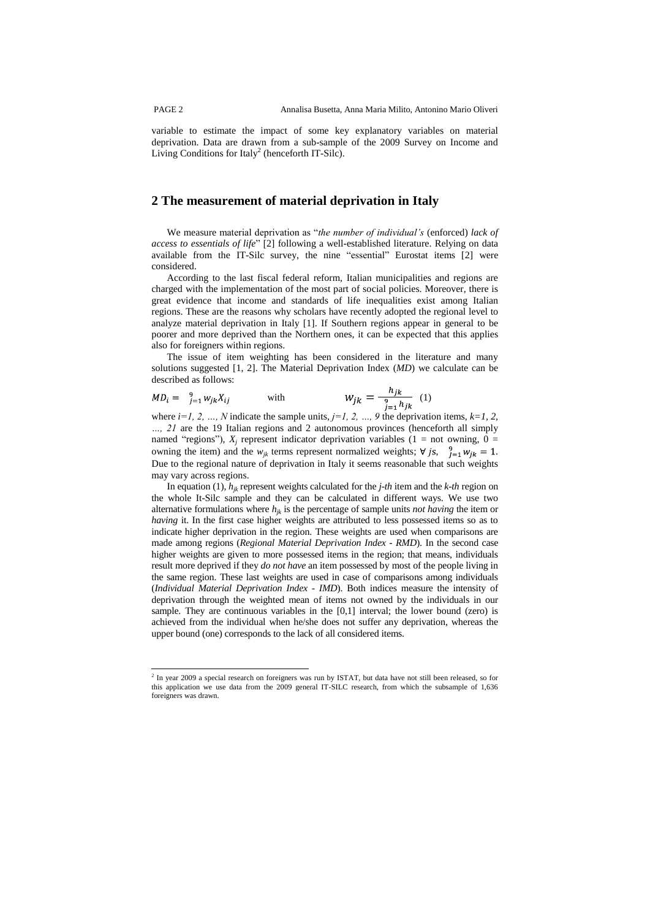variable to estimate the impact of some key explanatory variables on material deprivation. Data are drawn from a sub-sample of the 2009 Survey on Income and Living Conditions for Italy[2] (henceforth IT-Silc).

## 2 The measurement of material deprivation in Italy

We measure material deprivation as "*the number of individual's* (enforced) *lack of access to essentials of life*" [2] following a well-established literature. Relying on data available from the IT-Silc survey, the nine "essential" Eurostat items [2] were considered.

According to the last fiscal federal reform, Italian municipalities and regions are charged with the implementation of the most part of social policies. Moreover, there is great evidence that income and standards of life inequalities exist among Italian regions. These are the reasons why scholars have recently adopted the regional level to analyze material deprivation in Italy [1]. If Southern regions appear in general to be poorer and more deprived than the Northern ones, it can be expected that this applies also for foreigners within regions.

The issue of item weighting has been considered in the literature and many solutions suggested [1, 2]. The Material Deprivation Index (*MD*) we calculate can be described as follows:

$$MD_i = \sum_{j=1}^{9} w_{jk} X_{ij} \qquad \text{with} \qquad w_{jk} = \frac{h_{jk}}{\sum_{j=1}^{9} h_{jk}} \quad (1)$$

where $i=1, 2, \ldots, N$ indicate the sample units, $j=1, 2, \ldots, 9$ the deprivation items, $k=1, 2, \ldots, 21$ are the 19 Italian regions and 2 autonomous provinces (henceforth all simply named "regions"), $X_j$ represent indicator deprivation variables (1 = not owning, 0 = owning the item) and the $w_{jk}$ terms represent normalized weights; $\forall\, js, \ \sum_{j=1}^{9} w_{jk} = 1$. Due to the regional nature of deprivation in Italy it seems reasonable that such weights may vary across regions.

In equation (1), $h_{jk}$ represent weights calculated for the *j-th* item and the *k-th* region on the whole It-Silc sample and they can be calculated in different ways. We use two alternative formulations where $h_{jk}$ is the percentage of sample units *not having* the item or *having* it. In the first case higher weights are attributed to less possessed items so as to indicate higher deprivation in the region. These weights are used when comparisons are made among regions (*Regional Material Deprivation Index - RMD*). In the second case higher weights are given to more possessed items in the region; that means, individuals result more deprived if they *do not have* an item possessed by most of the people living in the same region. These last weights are used in case of comparisons among individuals (*Individual Material Deprivation Index - IMD*). Both indices measure the intensity of deprivation through the weighted mean of items not owned by the individuals in our sample. They are continuous variables in the [0,1] interval; the lower bound (zero) is achieved from the individual when he/she does not suffer any deprivation, whereas the upper bound (one) corresponds to the lack of all considered items.

---

[2] In year 2009 a special research on foreigners was run by ISTAT, but data have not still been released, so for this application we use data from the 2009 general IT-SILC research, from which the subsample of 1,636 foreigners was drawn.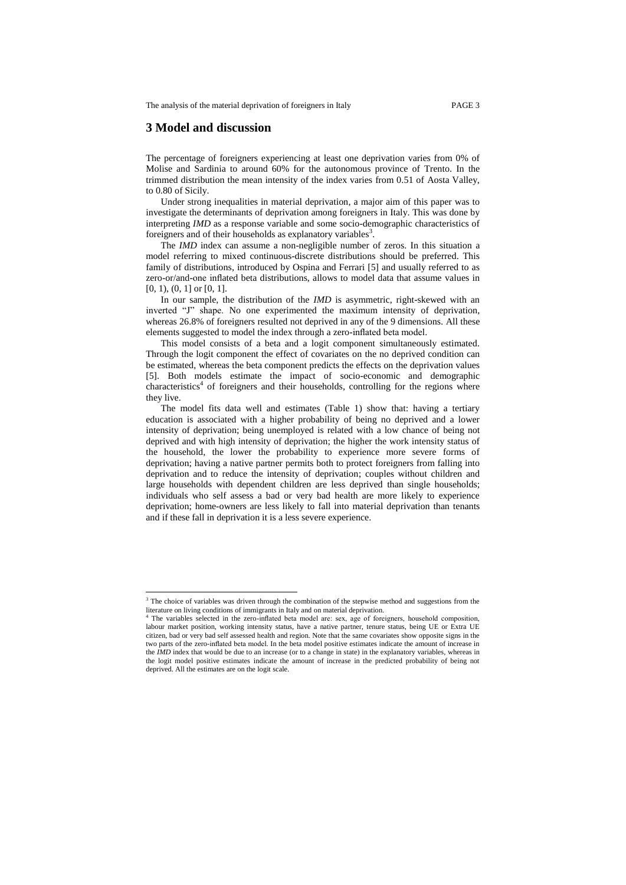## 3 Model and discussion

The percentage of foreigners experiencing at least one deprivation varies from 0% of Molise and Sardinia to around 60% for the autonomous province of Trento. In the trimmed distribution the mean intensity of the index varies from 0.51 of Aosta Valley, to 0.80 of Sicily.

Under strong inequalities in material deprivation, a major aim of this paper was to investigate the determinants of deprivation among foreigners in Italy. This was done by interpreting *IMD* as a response variable and some socio-demographic characteristics of foreigners and of their households as explanatory variables[3].

The *IMD* index can assume a non-negligible number of zeros. In this situation a model referring to mixed continuous-discrete distributions should be preferred. This family of distributions, introduced by Ospina and Ferrari [5] and usually referred to as zero-or/and-one inflated beta distributions, allows to model data that assume values in [0, 1), (0, 1] or [0, 1].

In our sample, the distribution of the *IMD* is asymmetric, right-skewed with an inverted "J" shape. No one experimented the maximum intensity of deprivation, whereas 26.8% of foreigners resulted not deprived in any of the 9 dimensions. All these elements suggested to model the index through a zero-inflated beta model.

This model consists of a beta and a logit component simultaneously estimated. Through the logit component the effect of covariates on the no deprived condition can be estimated, whereas the beta component predicts the effects on the deprivation values [5]. Both models estimate the impact of socio-economic and demographic characteristics[4] of foreigners and their households, controlling for the regions where they live.

The model fits data well and estimates (Table 1) show that: having a tertiary education is associated with a higher probability of being no deprived and a lower intensity of deprivation; being unemployed is related with a low chance of being not deprived and with high intensity of deprivation; the higher the work intensity status of the household, the lower the probability to experience more severe forms of deprivation; having a native partner permits both to protect foreigners from falling into deprivation and to reduce the intensity of deprivation; couples without children and large households with dependent children are less deprived than single households; individuals who self assess a bad or very bad health are more likely to experience deprivation; home-owners are less likely to fall into material deprivation than tenants and if these fall in deprivation it is a less severe experience.

---

[3] The choice of variables was driven through the combination of the stepwise method and suggestions from the literature on living conditions of immigrants in Italy and on material deprivation.

[4] The variables selected in the zero-inflated beta model are: sex, age of foreigners, household composition, labour market position, working intensity status, have a native partner, tenure status, being UE or Extra UE citizen, bad or very bad self assessed health and region. Note that the same covariates show opposite signs in the two parts of the zero-inflated beta model. In the beta model positive estimates indicate the amount of increase in the *IMD* index that would be due to an increase (or to a change in state) in the explanatory variables, whereas in the logit model positive estimates indicate the amount of increase in the predicted probability of being not deprived. All the estimates are on the logit scale.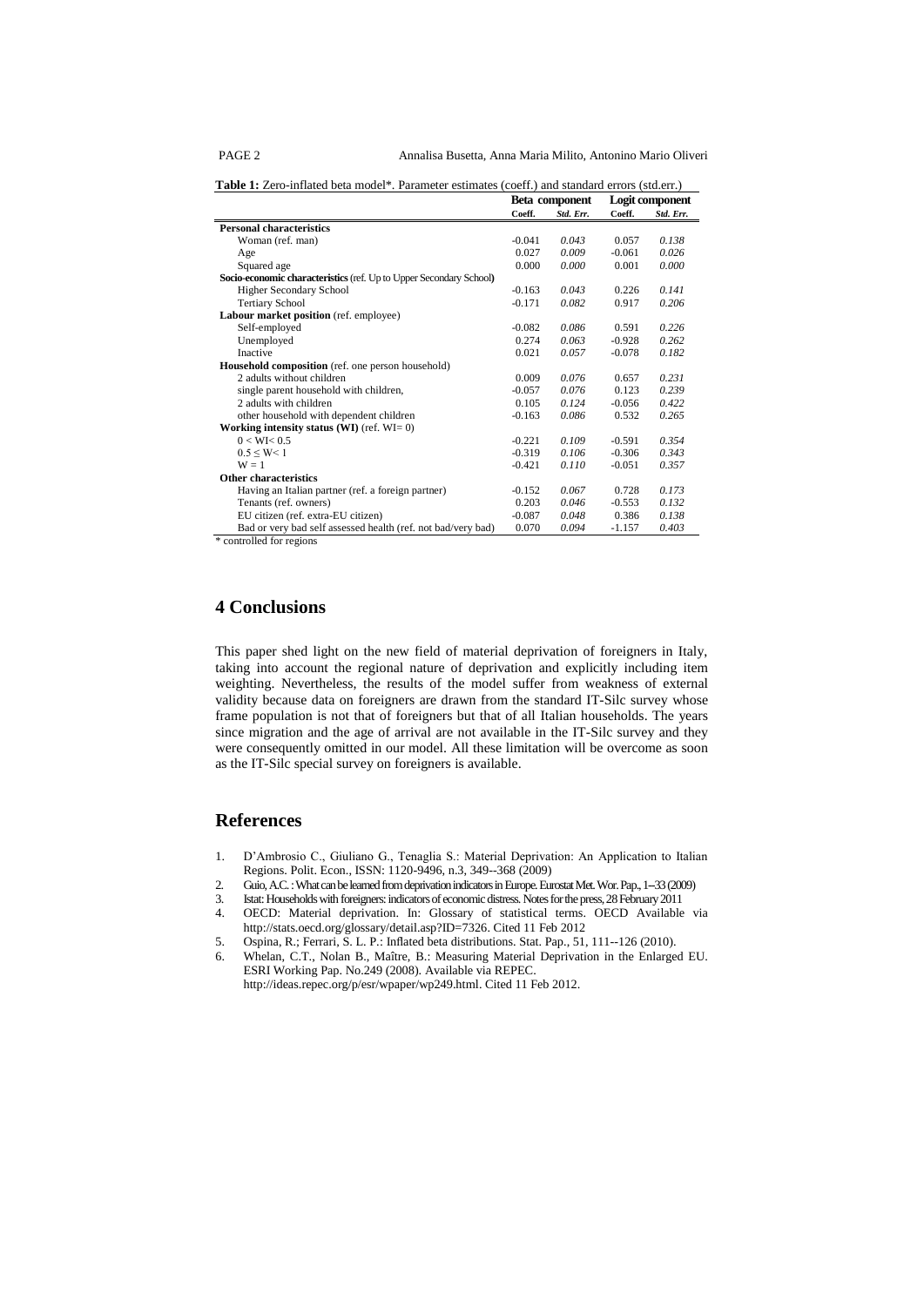**Table 1:** Zero-inflated beta model*. Parameter estimates (coeff.) and standard errors (std.err.)

| | Beta component | | Logit component | |
|---|---|---|---|---|
| | Coeff. | *Std. Err.* | Coeff. | *Std. Err.* |
| **Personal characteristics** | | | | |
| Woman (ref. man) | -0.041 | *0.043* | 0.057 | *0.138* |
| Age | 0.027 | *0.009* | -0.061 | *0.026* |
| Squared age | 0.000 | *0.000* | 0.001 | *0.000* |
| **Socio-economic characteristics** (ref. Up to Upper Secondary School) | | | | |
| Higher Secondary School | -0.163 | *0.043* | 0.226 | *0.141* |
| Tertiary School | -0.171 | *0.082* | 0.917 | *0.206* |
| **Labour market position** (ref. employee) | | | | |
| Self-employed | -0.082 | *0.086* | 0.591 | *0.226* |
| Unemployed | 0.274 | *0.063* | -0.928 | *0.262* |
| Inactive | 0.021 | *0.057* | -0.078 | *0.182* |
| **Household composition** (ref. one person household) | | | | |
| 2 adults without children | 0.009 | *0.076* | 0.657 | *0.231* |
| single parent household with children, | -0.057 | *0.076* | 0.123 | *0.239* |
| 2 adults with children | 0.105 | *0.124* | -0.056 | *0.422* |
| other household with dependent children | -0.163 | *0.086* | 0.532 | *0.265* |
| **Working intensity status (WI)** (ref. WI= 0) | | | | |
| $0 < WI < 0.5$ | -0.221 | *0.109* | -0.591 | *0.354* |
| $0.5 \leq W < 1$ | -0.319 | *0.106* | -0.306 | *0.343* |
| $W = 1$ | -0.421 | *0.110* | -0.051 | *0.357* |
| **Other characteristics** | | | | |
| Having an Italian partner (ref. a foreign partner) | -0.152 | *0.067* | 0.728 | *0.173* |
| Tenants (ref. owners) | 0.203 | *0.046* | -0.553 | *0.132* |
| EU citizen (ref. extra-EU citizen) | -0.087 | *0.048* | 0.386 | *0.138* |
| Bad or very bad self assessed health (ref. not bad/very bad) | 0.070 | *0.094* | -1.157 | *0.403* |

* controlled for regions

## 4 Conclusions

This paper shed light on the new field of material deprivation of foreigners in Italy, taking into account the regional nature of deprivation and explicitly including item weighting. Nevertheless, the results of the model suffer from weakness of external validity because data on foreigners are drawn from the standard IT-Silc survey whose frame population is not that of foreigners but that of all Italian households. The years since migration and the age of arrival are not available in the IT-Silc survey and they were consequently omitted in our model. All these limitation will be overcome as soon as the IT-Silc special survey on foreigners is available.

## References

1. D'Ambrosio C., Giuliano G., Tenaglia S.: Material Deprivation: An Application to Italian Regions. Polit. Econ., ISSN: 1120-9496, n.3, 349--368 (2009)
2. Guio, A.C. : What can be learned from deprivation indicators in Europe. Eurostat Met. Wor. Pap., 1--33 (2009)
3. Istat: Households with foreigners: indicators of economic distress. Notes for the press, 28 February 2011
4. OECD: Material deprivation. In: Glossary of statistical terms. OECD Available via http://stats.oecd.org/glossary/detail.asp?ID=7326. Cited 11 Feb 2012
5. Ospina, R.; Ferrari, S. L. P.: Inflated beta distributions. Stat. Pap., 51, 111--126 (2010).
6. Whelan, C.T., Nolan B., Maître, B.: Measuring Material Deprivation in the Enlarged EU. ESRI Working Pap. No.249 (2008). Available via REPEC. http://ideas.repec.org/p/esr/wpaper/wp249.html. Cited 11 Feb 2012.